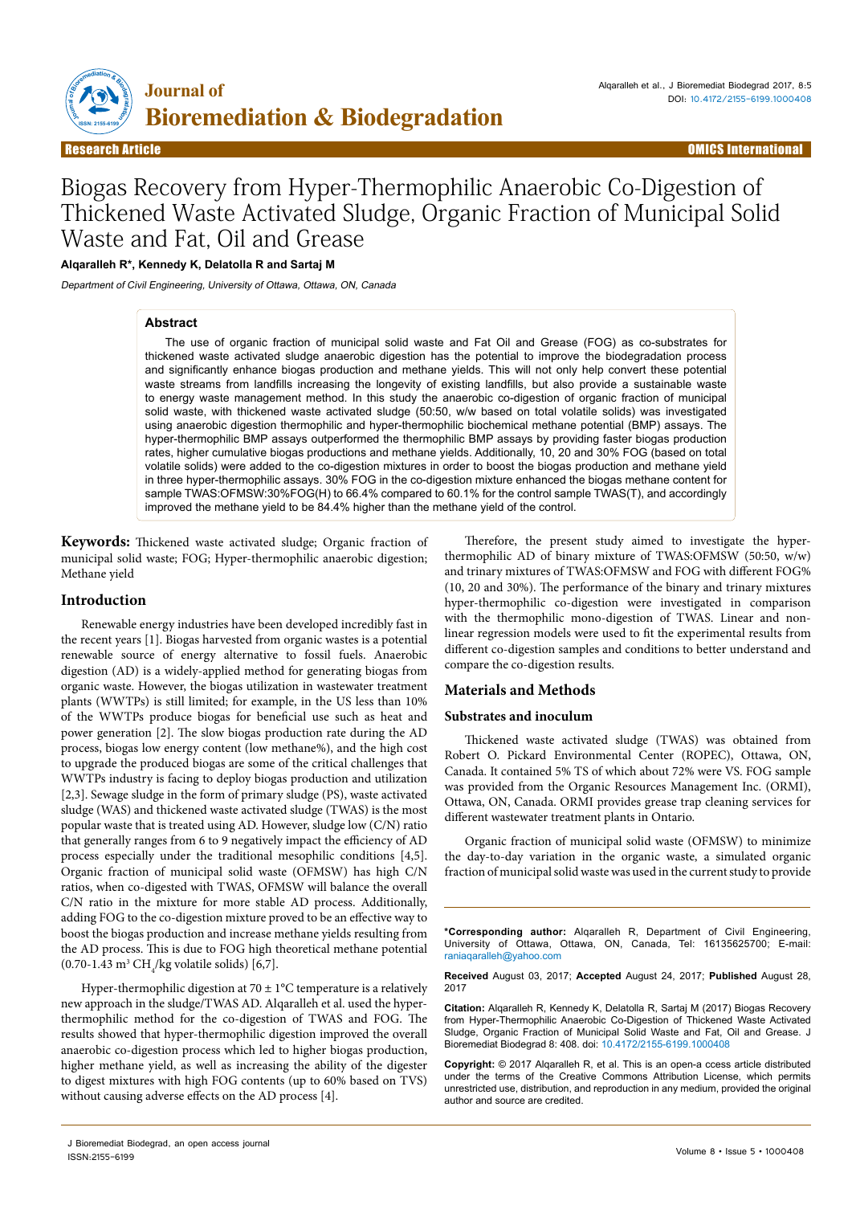# Biogas Recovery from Hyper-Thermophilic Anaerobic Co-Digestion of Thickened Waste Activated Sludge, Organic Fraction of Municipal Solid Waste and Fat, Oil and Grease

**Alqaralleh R*, Kennedy K, Delatolla R and Sartaj M**

*Department of Civil Engineering, University of Ottawa, Ottawa, ON, Canada*

## Abstract

The use of organic fraction of municipal solid waste and Fat Oil and Grease (FOG) as co-substrates for thickened waste activated sludge anaerobic digestion has the potential to improve the biodegradation process and significantly enhance biogas production and methane yields. This will not only help convert these potential waste streams from landfills increasing the longevity of existing landfills, but also provide a sustainable waste to energy waste management method. In this study the anaerobic co-digestion of organic fraction of municipal solid waste, with thickened waste activated sludge (50:50, w/w based on total volatile solids) was investigated using anaerobic digestion thermophilic and hyper-thermophilic biochemical methane potential (BMP) assays. The hyper-thermophilic BMP assays outperformed the thermophilic BMP assays by providing faster biogas production rates, higher cumulative biogas productions and methane yields. Additionally, 10, 20 and 30% FOG (based on total volatile solids) were added to the co-digestion mixtures in order to boost the biogas production and methane yield in three hyper-thermophilic assays. 30% FOG in the co-digestion mixture enhanced the biogas methane content for sample TWAS:OFMSW:30%FOG(H) to 66.4% compared to 60.1% for the control sample TWAS(T), and accordingly improved the methane yield to be 84.4% higher than the methane yield of the control.

**Keywords:** Thickened waste activated sludge; Organic fraction of municipal solid waste; FOG; Hyper-thermophilic anaerobic digestion; Methane yield

## Introduction

Renewable energy industries have been developed incredibly fast in the recent years [1]. Biogas harvested from organic wastes is a potential renewable source of energy alternative to fossil fuels. Anaerobic digestion (AD) is a widely-applied method for generating biogas from organic waste. However, the biogas utilization in wastewater treatment plants (WWTPs) is still limited; for example, in the US less than 10% of the WWTPs produce biogas for beneficial use such as heat and power generation [2]. The slow biogas production rate during the AD process, biogas low energy content (low methane%), and the high cost to upgrade the produced biogas are some of the critical challenges that WWTPs industry is facing to deploy biogas production and utilization [2,3]. Sewage sludge in the form of primary sludge (PS), waste activated sludge (WAS) and thickened waste activated sludge (TWAS) is the most popular waste that is treated using AD. However, sludge low (C/N) ratio that generally ranges from 6 to 9 negatively impact the efficiency of AD process especially under the traditional mesophilic conditions [4,5]. Organic fraction of municipal solid waste (OFMSW) has high C/N ratios, when co-digested with TWAS, OFMSW will balance the overall C/N ratio in the mixture for more stable AD process. Additionally, adding FOG to the co-digestion mixture proved to be an effective way to boost the biogas production and increase methane yields resulting from the AD process. This is due to FOG high theoretical methane potential (0.70-1.43 $m^3$ $CH_4$/kg volatile solids) [6,7].

Hyper-thermophilic digestion at 70 ± 1°C temperature is a relatively new approach in the sludge/TWAS AD. Alqaralleh et al. used the hyper-thermophilic method for the co-digestion of TWAS and FOG. The results showed that hyper-thermophilic digestion improved the overall anaerobic co-digestion process which led to higher biogas production, higher methane yield, as well as increasing the ability of the digester to digest mixtures with high FOG contents (up to 60% based on TVS) without causing adverse effects on the AD process [4].

Therefore, the present study aimed to investigate the hyper-thermophilic AD of binary mixture of TWAS:OFMSW (50:50, w/w) and trinary mixtures of TWAS:OFMSW and FOG with different FOG% (10, 20 and 30%). The performance of the binary and trinary mixtures hyper-thermophilic co-digestion were investigated in comparison with the thermophilic mono-digestion of TWAS. Linear and non-linear regression models were used to fit the experimental results from different co-digestion samples and conditions to better understand and compare the co-digestion results.

## Materials and Methods

### Substrates and inoculum

Thickened waste activated sludge (TWAS) was obtained from Robert O. Pickard Environmental Center (ROPEC), Ottawa, ON, Canada. It contained 5% TS of which about 72% were VS. FOG sample was provided from the Organic Resources Management Inc. (ORMI), Ottawa, ON, Canada. ORMI provides grease trap cleaning services for different wastewater treatment plants in Ontario.

Organic fraction of municipal solid waste (OFMSW) to minimize the day-to-day variation in the organic waste, a simulated organic fraction of municipal solid waste was used in the current study to provide

**\*Corresponding author:** Alqaralleh R, Department of Civil Engineering, University of Ottawa, Ottawa, ON, Canada, Tel: 16135625700; E-mail: raniaqaralleh@yahoo.com

**Received** August 03, 2017; **Accepted** August 24, 2017; **Published** August 28, 2017

**Citation:** Alqaralleh R, Kennedy K, Delatolla R, Sartaj M (2017) Biogas Recovery from Hyper-Thermophilic Anaerobic Co-Digestion of Thickened Waste Activated Sludge, Organic Fraction of Municipal Solid Waste and Fat, Oil and Grease. J Bioremediat Biodegrad 8: 408. doi: 10.4172/2155-6199.1000408

**Copyright:** © 2017 Alqaralleh R, et al. This is an open-a ccess article distributed under the terms of the Creative Commons Attribution License, which permits unrestricted use, distribution, and reproduction in any medium, provided the original author and source are credited.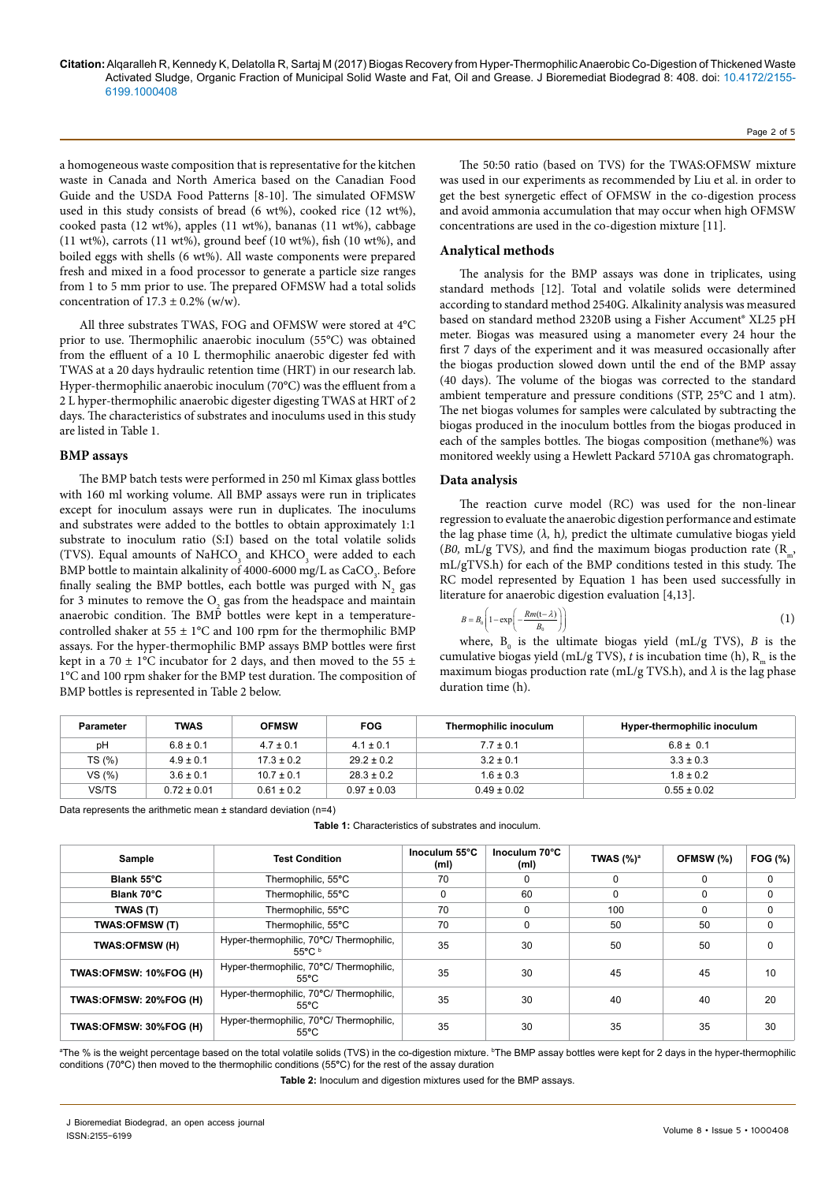a homogeneous waste composition that is representative for the kitchen waste in Canada and North America based on the Canadian Food Guide and the USDA Food Patterns [8-10]. The simulated OFMSW used in this study consists of bread (6 wt%), cooked rice (12 wt%), cooked pasta (12 wt%), apples (11 wt%), bananas (11 wt%), cabbage (11 wt%), carrots (11 wt%), ground beef (10 wt%), fish (10 wt%), and boiled eggs with shells (6 wt%). All waste components were prepared fresh and mixed in a food processor to generate a particle size ranges from 1 to 5 mm prior to use. The prepared OFMSW had a total solids concentration of 17.3 ± 0.2% (w/w).

All three substrates TWAS, FOG and OFMSW were stored at 4°C prior to use. Thermophilic anaerobic inoculum (55°C) was obtained from the effluent of a 10 L thermophilic anaerobic digester fed with TWAS at a 20 days hydraulic retention time (HRT) in our research lab. Hyper-thermophilic anaerobic inoculum (70°C) was the effluent from a 2 L hyper-thermophilic anaerobic digester digesting TWAS at HRT of 2 days. The characteristics of substrates and inoculums used in this study are listed in Table 1.

## BMP assays

The BMP batch tests were performed in 250 ml Kimax glass bottles with 160 ml working volume. All BMP assays were run in triplicates except for inoculum assays were run in duplicates. The inoculums and substrates were added to the bottles to obtain approximately 1:1 substrate to inoculum ratio (S:I) based on the total volatile solids (TVS). Equal amounts of $NaHCO_3$ and $KHCO_3$ were added to each BMP bottle to maintain alkalinity of 4000-6000 mg/L as $CaCO_3$. Before finally sealing the BMP bottles, each bottle was purged with $N_2$ gas for 3 minutes to remove the $O_2$ gas from the headspace and maintain anaerobic condition. The BMP bottles were kept in a temperature-controlled shaker at 55 ± 1°C and 100 rpm for the thermophilic BMP assays. For the hyper-thermophilic BMP assays BMP bottles were first kept in a 70 ± 1°C incubator for 2 days, and then moved to the 55 ± 1°C and 100 rpm shaker for the BMP test duration. The composition of BMP bottles is represented in Table 2 below.

The 50:50 ratio (based on TVS) for the TWAS:OFMSW mixture was used in our experiments as recommended by Liu et al. in order to get the best synergetic effect of OFMSW in the co-digestion process and avoid ammonia accumulation that may occur when high OFMSW concentrations are used in the co-digestion mixture [11].

## Analytical methods

The analysis for the BMP assays was done in triplicates, using standard methods [12]. Total and volatile solids were determined according to standard method 2540G. Alkalinity analysis was measured based on standard method 2320B using a Fisher Accument® XL25 pH meter. Biogas was measured using a manometer every 24 hour the first 7 days of the experiment and it was measured occasionally after the biogas production slowed down until the end of the BMP assay (40 days). The volume of the biogas was corrected to the standard ambient temperature and pressure conditions (STP, 25°C and 1 atm). The net biogas volumes for samples were calculated by subtracting the biogas produced in the inoculum bottles from the biogas produced in each of the samples bottles. The biogas composition (methane%) was monitored weekly using a Hewlett Packard 5710A gas chromatograph.

## Data analysis

The reaction curve model (RC) was used for the non-linear regression to evaluate the anaerobic digestion performance and estimate the lag phase time ($\lambda$, h), predict the ultimate cumulative biogas yield ($B0$, mL/g TVS), and find the maximum biogas production rate ($R_m$, mL/gTVS.h) for each of the BMP conditions tested in this study. The RC model represented by Equation 1 has been used successfully in literature for anaerobic digestion evaluation [4,13].

$$B = B_0\left(1 - \exp\left(-\frac{Rm(t-\lambda)}{B_0}\right)\right) \tag{1}$$

where, $B_0$ is the ultimate biogas yield (mL/g TVS), $B$ is the cumulative biogas yield (mL/g TVS), $t$ is incubation time (h), $R_m$ is the maximum biogas production rate (mL/g TVS.h), and $\lambda$ is the lag phase duration time (h).

| Parameter | TWAS | OFMSW | FOG | Thermophilic inoculum | Hyper-thermophilic inoculum |
|---|---|---|---|---|---|
| pH | 6.8 ± 0.1 | 4.7 ± 0.1 | 4.1 ± 0.1 | 7.7 ± 0.1 | 6.8 ± 0.1 |
| TS (%) | 4.9 ± 0.1 | 17.3 ± 0.2 | 29.2 ± 0.2 | 3.2 ± 0.1 | 3.3 ± 0.3 |
| VS (%) | 3.6 ± 0.1 | 10.7 ± 0.1 | 28.3 ± 0.2 | 1.6 ± 0.3 | 1.8 ± 0.2 |
| VS/TS | 0.72 ± 0.01 | 0.61 ± 0.2 | 0.97 ± 0.03 | 0.49 ± 0.02 | 0.55 ± 0.02 |

Data represents the arithmetic mean ± standard deviation (n=4)

**Table 1:** Characteristics of substrates and inoculum.

| Sample | Test Condition | Inoculum 55°C (ml) | Inoculum 70°C (ml) | TWAS (%)[a] | OFMSW (%) | FOG (%) |
|---|---|---|---|---|---|---|
| **Blank 55°C** | Thermophilic, 55°C | 70 | 0 | 0 | 0 | 0 |
| **Blank 70°C** | Thermophilic, 55°C | 0 | 60 | 0 | 0 | 0 |
| **TWAS (T)** | Thermophilic, 55°C | 70 | 0 | 100 | 0 | 0 |
| **TWAS:OFMSW (T)** | Thermophilic, 55°C | 70 | 0 | 50 | 50 | 0 |
| **TWAS:OFMSW (H)** | Hyper-thermophilic, 70°C/ Thermophilic, 55°C [b] | 35 | 30 | 50 | 50 | 0 |
| **TWAS:OFMSW: 10%FOG (H)** | Hyper-thermophilic, 70°C/ Thermophilic, 55°C | 35 | 30 | 45 | 45 | 10 |
| **TWAS:OFMSW: 20%FOG (H)** | Hyper-thermophilic, 70°C/ Thermophilic, 55°C | 35 | 30 | 40 | 40 | 20 |
| **TWAS:OFMSW: 30%FOG (H)** | Hyper-thermophilic, 70°C/ Thermophilic, 55°C | 35 | 30 | 35 | 35 | 30 |

[a]The % is the weight percentage based on the total volatile solids (TVS) in the co-digestion mixture. [b]The BMP assay bottles were kept for 2 days in the hyper-thermophilic conditions (70°C) then moved to the thermophilic conditions (55°C) for the rest of the assay duration

**Table 2:** Inoculum and digestion mixtures used for the BMP assays.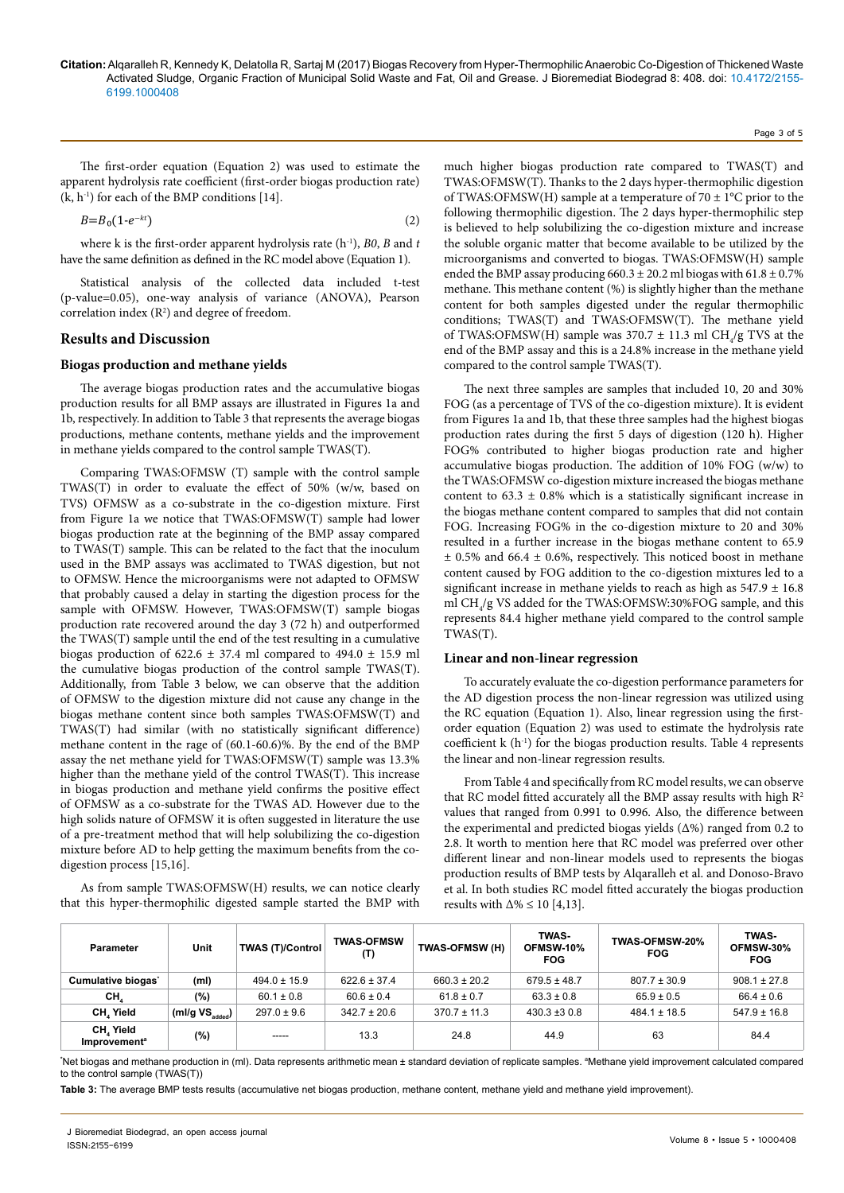The first-order equation (Equation 2) was used to estimate the apparent hydrolysis rate coefficient (first-order biogas production rate) (k, $h^{-1}$) for each of the BMP conditions [14].

$$B = B_0(1 - e^{-kt}) \quad (2)$$

where k is the first-order apparent hydrolysis rate ($h^{-1}$), *B0*, *B* and *t* have the same definition as defined in the RC model above (Equation 1).

Statistical analysis of the collected data included t-test (p-value=0.05), one-way analysis of variance (ANOVA), Pearson correlation index ($R^2$) and degree of freedom.

## Results and Discussion

### Biogas production and methane yields

The average biogas production rates and the accumulative biogas production results for all BMP assays are illustrated in Figures 1a and 1b, respectively. In addition to Table 3 that represents the average biogas productions, methane contents, methane yields and the improvement in methane yields compared to the control sample TWAS(T).

Comparing TWAS:OFMSW (T) sample with the control sample TWAS(T) in order to evaluate the effect of 50% (w/w, based on TVS) OFMSW as a co-substrate in the co-digestion mixture. First from Figure 1a we notice that TWAS:OFMSW(T) sample had lower biogas production rate at the beginning of the BMP assay compared to TWAS(T) sample. This can be related to the fact that the inoculum used in the BMP assays was acclimated to TWAS digestion, but not to OFMSW. Hence the microorganisms were not adapted to OFMSW that probably caused a delay in starting the digestion process for the sample with OFMSW. However, TWAS:OFMSW(T) sample biogas production rate recovered around the day 3 (72 h) and outperformed the TWAS(T) sample until the end of the test resulting in a cumulative biogas production of 622.6 ± 37.4 ml compared to 494.0 ± 15.9 ml the cumulative biogas production of the control sample TWAS(T). Additionally, from Table 3 below, we can observe that the addition of OFMSW to the digestion mixture did not cause any change in the biogas methane content since both samples TWAS:OFMSW(T) and TWAS(T) had similar (with no statistically significant difference) methane content in the rage of (60.1-60.6)%. By the end of the BMP assay the net methane yield for TWAS:OFMSW(T) sample was 13.3% higher than the methane yield of the control TWAS(T). This increase in biogas production and methane yield confirms the positive effect of OFMSW as a co-substrate for the TWAS AD. However due to the high solids nature of OFMSW it is often suggested in literature the use of a pre-treatment method that will help solubilizing the co-digestion mixture before AD to help getting the maximum benefits from the co-digestion process [15,16].

As from sample TWAS:OFMSW(H) results, we can notice clearly that this hyper-thermophilic digested sample started the BMP with much higher biogas production rate compared to TWAS(T) and TWAS:OFMSW(T). Thanks to the 2 days hyper-thermophilic digestion of TWAS:OFMSW(H) sample at a temperature of 70 ± 1°C prior to the following thermophilic digestion. The 2 days hyper-thermophilic step is believed to help solubilizing the co-digestion mixture and increase the soluble organic matter that become available to be utilized by the microorganisms and converted to biogas. TWAS:OFMSW(H) sample ended the BMP assay producing 660.3 ± 20.2 ml biogas with 61.8 ± 0.7% methane. This methane content (%) is slightly higher than the methane content for both samples digested under the regular thermophilic conditions; TWAS(T) and TWAS:OFMSW(T). The methane yield of TWAS:OFMSW(H) sample was 370.7 ± 11.3 ml $CH_4$/g TVS at the end of the BMP assay and this is a 24.8% increase in the methane yield compared to the control sample TWAS(T).

The next three samples are samples that included 10, 20 and 30% FOG (as a percentage of TVS of the co-digestion mixture). It is evident from Figures 1a and 1b, that these three samples had the highest biogas production rates during the first 5 days of digestion (120 h). Higher FOG% contributed to higher biogas production rate and higher accumulative biogas production. The addition of 10% FOG (w/w) to the TWAS:OFMSW co-digestion mixture increased the biogas methane content to 63.3 ± 0.8% which is a statistically significant increase in the biogas methane content compared to samples that did not contain FOG. Increasing FOG% in the co-digestion mixture to 20 and 30% resulted in a further increase in the biogas methane content to 65.9 ± 0.5% and 66.4 ± 0.6%, respectively. This noticed boost in methane content caused by FOG addition to the co-digestion mixtures led to a significant increase in methane yields to reach as high as 547.9 ± 16.8 ml $CH_4$/g VS added for the TWAS:OFMSW:30%FOG sample, and this represents 84.4 higher methane yield compared to the control sample TWAS(T).

### Linear and non-linear regression

To accurately evaluate the co-digestion performance parameters for the AD digestion process the non-linear regression was utilized using the RC equation (Equation 1). Also, linear regression using the first-order equation (Equation 2) was used to estimate the hydrolysis rate coefficient k ($h^{-1}$) for the biogas production results. Table 4 represents the linear and non-linear regression results.

From Table 4 and specifically from RC model results, we can observe that RC model fitted accurately all the BMP assay results with high $R^2$ values that ranged from 0.991 to 0.996. Also, the difference between the experimental and predicted biogas yields (Δ%) ranged from 0.2 to 2.8. It worth to mention here that RC model was preferred over other different linear and non-linear models used to represents the biogas production results of BMP tests by Alqaralleh et al. and Donoso-Bravo et al. In both studies RC model fitted accurately the biogas production results with Δ% ≤ 10 [4,13].

| Parameter | Unit | TWAS (T)/Control | TWAS-OFMSW (T) | TWAS-OFMSW (H) | TWAS-OFMSW-10% FOG | TWAS-OFMSW-20% FOG | TWAS-OFMSW-30% FOG |
|---|---|---|---|---|---|---|---|
| Cumulative biogas* | (ml) | 494.0 ± 15.9 | 622.6 ± 37.4 | 660.3 ± 20.2 | 679.5 ± 48.7 | 807.7 ± 30.9 | 908.1 ± 27.8 |
| $CH_4$ | (%) | 60.1 ± 0.8 | 60.6 ± 0.4 | 61.8 ± 0.7 | 63.3 ± 0.8 | 65.9 ± 0.5 | 66.4 ± 0.6 |
| $CH_4$ Yield | (ml/g $VS_{added}$) | 297.0 ± 9.6 | 342.7 ± 20.6 | 370.7 ± 11.3 | 430.3 ±3 0.8 | 484.1 ± 18.5 | 547.9 ± 16.8 |
| $CH_4$ Yield Improvement[a] | (%) | ----- | 13.3 | 24.8 | 44.9 | 63 | 84.4 |

*Net biogas and methane production in (ml). Data represents arithmetic mean ± standard deviation of replicate samples. [a]Methane yield improvement calculated compared to the control sample (TWAS(T))

**Table 3:** The average BMP tests results (accumulative net biogas production, methane content, methane yield and methane yield improvement).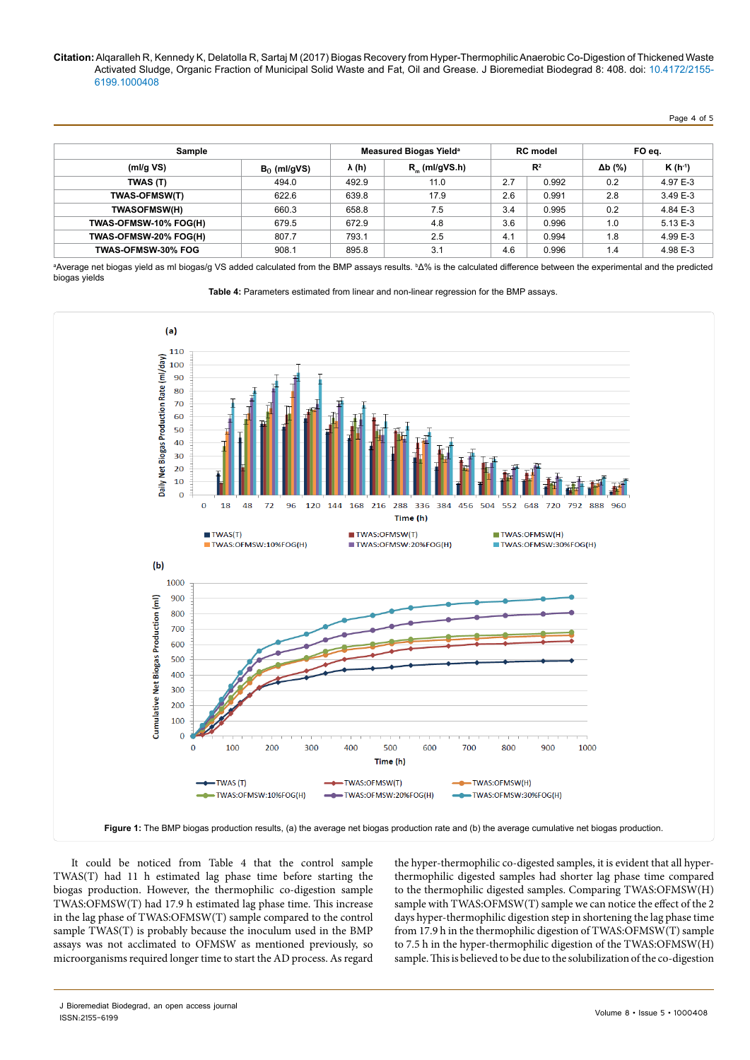| Sample | | Measured Biogas Yield[a] | | RC model | | FO eq. | |
|---|---|---|---|---|---|---|---|
| (ml/g VS) | $B_0$ (ml/gVS) | λ (h) | $R_m$ (ml/gVS.h) | $R^2$ | | Δb (%) | K ($h^{-1}$) |
| TWAS (T) | 494.0 | 492.9 | 11.0 | 2.7 | 0.992 | 0.2 | 4.97 E-3 |
| TWAS-OFMSW(T) | 622.6 | 639.8 | 17.9 | 2.6 | 0.991 | 2.8 | 3.49 E-3 |
| TWASOFMSW(H) | 660.3 | 658.8 | 7.5 | 3.4 | 0.995 | 0.2 | 4.84 E-3 |
| TWAS-OFMSW-10% FOG(H) | 679.5 | 672.9 | 4.8 | 3.6 | 0.996 | 1.0 | 5.13 E-3 |
| TWAS-OFMSW-20% FOG(H) | 807.7 | 793.1 | 2.5 | 4.1 | 0.994 | 1.8 | 4.99 E-3 |
| TWAS-OFMSW-30% FOG | 908.1 | 895.8 | 3.1 | 4.6 | 0.996 | 1.4 | 4.98 E-3 |

[a]Average net biogas yield as ml biogas/g VS added calculated from the BMP assays results. [b]Δ% is the calculated difference between the experimental and the predicted biogas yields

**Table 4:** Parameters estimated from linear and non-linear regression for the BMP assays.

**Figure 1:** The BMP biogas production results, (a) the average net biogas production rate and (b) the average cumulative net biogas production.

It could be noticed from Table 4 that the control sample TWAS(T) had 11 h estimated lag phase time before starting the biogas production. However, the thermophilic co-digestion sample TWAS:OFMSW(T) had 17.9 h estimated lag phase time. This increase in the lag phase of TWAS:OFMSW(T) sample compared to the control sample TWAS(T) is probably because the inoculum used in the BMP assays was not acclimated to OFMSW as mentioned previously, so microorganisms required longer time to start the AD process. As regard the hyper-thermophilic co-digested samples, it is evident that all hyper-thermophilic digested samples had shorter lag phase time compared to the thermophilic digested samples. Comparing TWAS:OFMSW(H) sample with TWAS:OFMSW(T) sample we can notice the effect of the 2 days hyper-thermophilic digestion step in shortening the lag phase time from 17.9 h in the thermophilic digestion of TWAS:OFMSW(T) sample to 7.5 h in the hyper-thermophilic digestion of the TWAS:OFMSW(H) sample. This is believed to be due to the solubilization of the co-digestion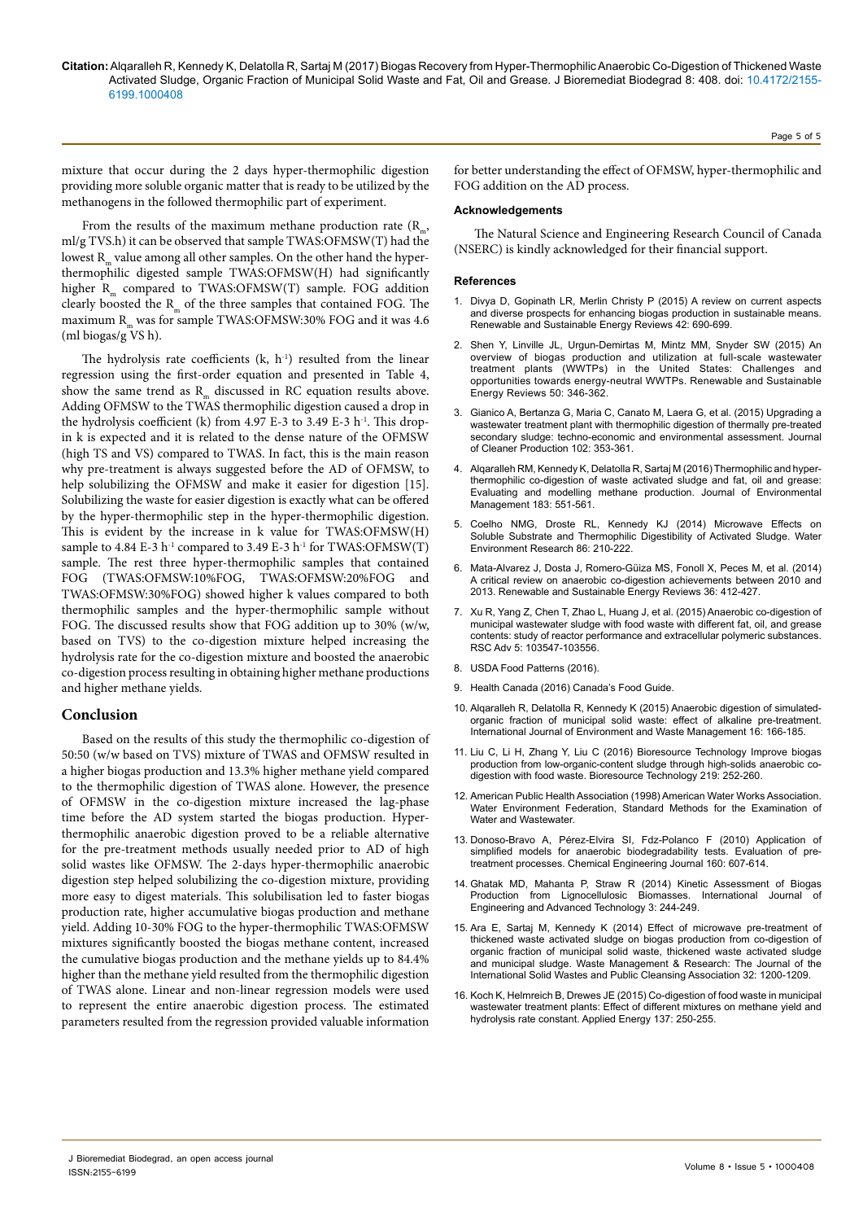mixture that occur during the 2 days hyper-thermophilic digestion providing more soluble organic matter that is ready to be utilized by the methanogens in the followed thermophilic part of experiment.

From the results of the maximum methane production rate ($R_m$, ml/g TVS.h) it can be observed that sample TWAS:OFMSW(T) had the lowest $R_m$ value among all other samples. On the other hand the hyper-thermophilic digested sample TWAS:OFMSW(H) had significantly higher $R_m$ compared to TWAS:OFMSW(T) sample. FOG addition clearly boosted the $R_m$ of the three samples that contained FOG. The maximum $R_m$ was for sample TWAS:OFMSW:30% FOG and it was 4.6 (ml biogas/g VS h).

The hydrolysis rate coefficients (k, $h^{-1}$) resulted from the linear regression using the first-order equation and presented in Table 4, show the same trend as $R_m$ discussed in RC equation results above. Adding OFMSW to the TWAS thermophilic digestion caused a drop in the hydrolysis coefficient (k) from 4.97 E-3 to 3.49 E-3 $h^{-1}$. This drop-in k is expected and it is related to the dense nature of the OFMSW (high TS and VS) compared to TWAS. In fact, this is the main reason why pre-treatment is always suggested before the AD of OFMSW, to help solubilizing the OFMSW and make it easier for digestion [15]. Solubilizing the waste for easier digestion is exactly what can be offered by the hyper-thermophilic step in the hyper-thermophilic digestion. This is evident by the increase in k value for TWAS:OFMSW(H) sample to 4.84 E-3 $h^{-1}$ compared to 3.49 E-3 $h^{-1}$ for TWAS:OFMSW(T) sample. The rest three hyper-thermophilic samples that contained FOG (TWAS:OFMSW:10%FOG, TWAS:OFMSW:20%FOG and TWAS:OFMSW:30%FOG) showed higher k values compared to both thermophilic samples and the hyper-thermophilic sample without FOG. The discussed results show that FOG addition up to 30% (w/w, based on TVS) to the co-digestion mixture helped increasing the hydrolysis rate for the co-digestion mixture and boosted the anaerobic co-digestion process resulting in obtaining higher methane productions and higher methane yields.

## Conclusion

Based on the results of this study the thermophilic co-digestion of 50:50 (w/w based on TVS) mixture of TWAS and OFMSW resulted in a higher biogas production and 13.3% higher methane yield compared to the thermophilic digestion of TWAS alone. However, the presence of OFMSW in the co-digestion mixture increased the lag-phase time before the AD system started the biogas production. Hyper-thermophilic anaerobic digestion proved to be a reliable alternative for the pre-treatment methods usually needed prior to AD of high solid wastes like OFMSW. The 2-days hyper-thermophilic anaerobic digestion step helped solubilizing the co-digestion mixture, providing more easy to digest materials. This solubilisation led to faster biogas production rate, higher accumulative biogas production and methane yield. Adding 10-30% FOG to the hyper-thermophilic TWAS:OFMSW mixtures significantly boosted the biogas methane content, increased the cumulative biogas production and the methane yields up to 84.4% higher than the methane yield resulted from the thermophilic digestion of TWAS alone. Linear and non-linear regression models were used to represent the entire anaerobic digestion process. The estimated parameters resulted from the regression provided valuable information for better understanding the effect of OFMSW, hyper-thermophilic and FOG addition on the AD process.

### Acknowledgements

The Natural Science and Engineering Research Council of Canada (NSERC) is kindly acknowledged for their financial support.

### References

1. Divya D, Gopinath LR, Merlin Christy P (2015) A review on current aspects and diverse prospects for enhancing biogas production in sustainable means. Renewable and Sustainable Energy Reviews 42: 690-699.
2. Shen Y, Linville JL, Urgun-Demirtas M, Mintz MM, Snyder SW (2015) An overview of biogas production and utilization at full-scale wastewater treatment plants (WWTPs) in the United States: Challenges and opportunities towards energy-neutral WWTPs. Renewable and Sustainable Energy Reviews 50: 346-362.
3. Gianico A, Bertanza G, Maria C, Canato M, Laera G, et al. (2015) Upgrading a wastewater treatment plant with thermophilic digestion of thermally pre-treated secondary sludge: techno-economic and environmental assessment. Journal of Cleaner Production 102: 353-361.
4. Alqaralleh RM, Kennedy K, Delatolla R, Sartaj M (2016) Thermophilic and hyper-thermophilic co-digestion of waste activated sludge and fat, oil and grease: Evaluating and modelling methane production. Journal of Environmental Management 183: 551-561.
5. Coelho NMG, Droste RL, Kennedy KJ (2014) Microwave Effects on Soluble Substrate and Thermophilic Digestibility of Activated Sludge. Water Environment Research 86: 210-222.
6. Mata-Alvarez J, Dosta J, Romero-Güiza MS, Fonoll X, Peces M, et al. (2014) A critical review on anaerobic co-digestion achievements between 2010 and 2013. Renewable and Sustainable Energy Reviews 36: 412-427.
7. Xu R, Yang Z, Chen T, Zhao L, Huang J, et al. (2015) Anaerobic co-digestion of municipal wastewater sludge with food waste with different fat, oil, and grease contents: study of reactor performance and extracellular polymeric substances. RSC Adv 5: 103547-103556.
8. USDA Food Patterns (2016).
9. Health Canada (2016) Canada's Food Guide.
10. Alqaralleh R, Delatolla R, Kennedy K (2015) Anaerobic digestion of simulated-organic fraction of municipal solid waste: effect of alkaline pre-treatment. International Journal of Environment and Waste Management 16: 166-185.
11. Liu C, Li H, Zhang Y, Liu C (2016) Bioresource Technology Improve biogas production from low-organic-content sludge through high-solids anaerobic co-digestion with food waste. Bioresource Technology 219: 252-260.
12. American Public Health Association (1998) American Water Works Association. Water Environment Federation, Standard Methods for the Examination of Water and Wastewater.
13. Donoso-Bravo A, Pérez-Elvira SI, Fdz-Polanco F (2010) Application of simplified models for anaerobic biodegradability tests. Evaluation of pre-treatment processes. Chemical Engineering Journal 160: 607-614.
14. Ghatak MD, Mahanta P, Straw R (2014) Kinetic Assessment of Biogas Production from Lignocellulosic Biomasses. International Journal of Engineering and Advanced Technology 3: 244-249.
15. Ara E, Sartaj M, Kennedy K (2014) Effect of microwave pre-treatment of thickened waste activated sludge on biogas production from co-digestion of organic fraction of municipal solid waste, thickened waste activated sludge and municipal sludge. Waste Management & Research: The Journal of the International Solid Wastes and Public Cleansing Association 32: 1200-1209.
16. Koch K, Helmreich B, Drewes JE (2015) Co-digestion of food waste in municipal wastewater treatment plants: Effect of different mixtures on methane yield and hydrolysis rate constant. Applied Energy 137: 250-255.